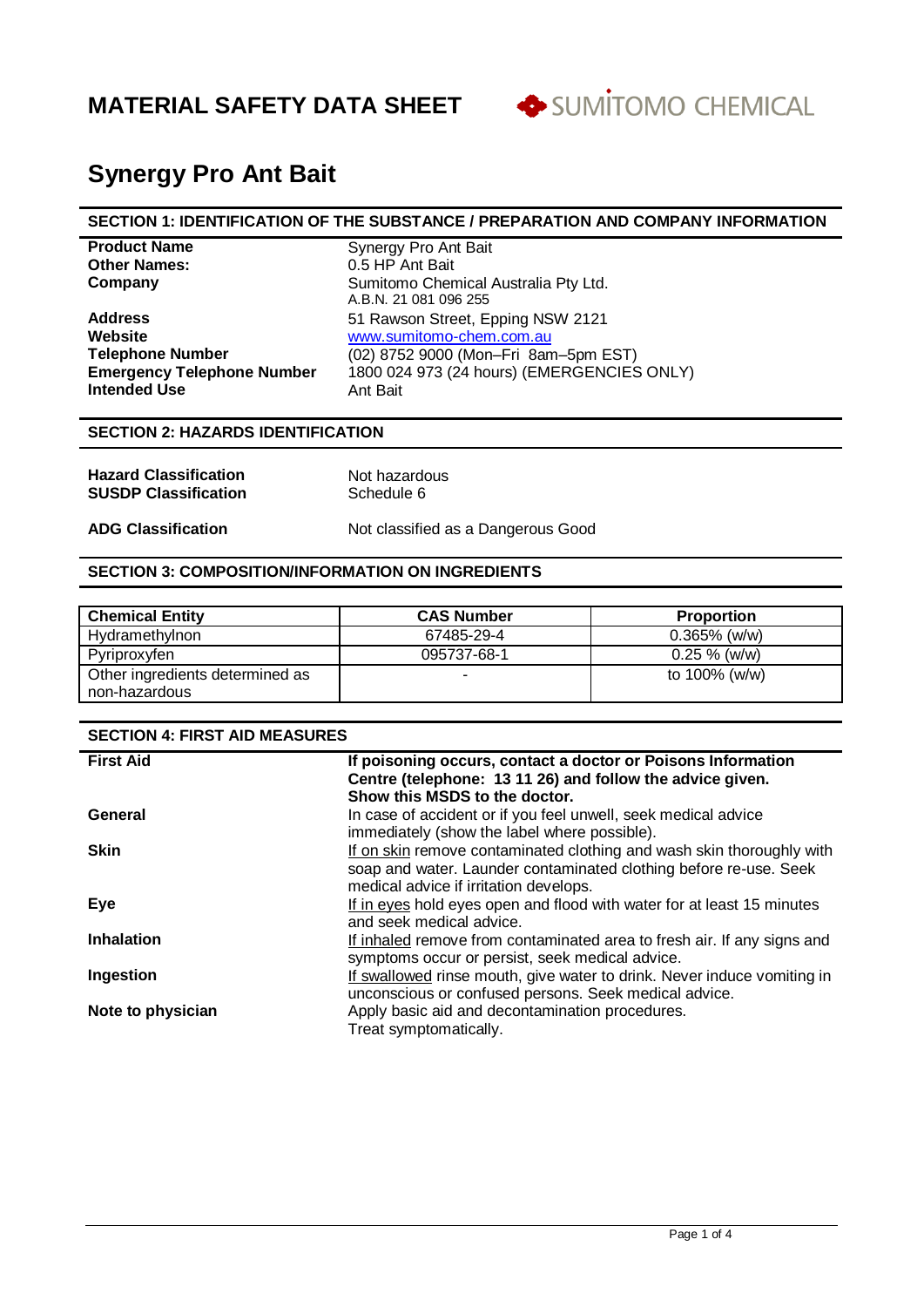# MATERIAL SAFETY DATA SHEET

SUMITOMO CHEMICAL

# Synergy Pro Ant Bait

## SECTION 1: IDENTIFICATION OF THE SUBSTANCE / PREPARATION AND COMPANY INFORMATION

| | |
|---|---|
| **Product Name** | Synergy Pro Ant Bait |
| **Other Names:** | 0.5 HP Ant Bait |
| **Company** | Sumitomo Chemical Australia Pty Ltd.<br>A.B.N. 21 081 096 255 |
| **Address** | 51 Rawson Street, Epping NSW 2121 |
| **Website** | www.sumitomo-chem.com.au |
| **Telephone Number** | (02) 8752 9000 (Mon–Fri 8am–5pm EST) |
| **Emergency Telephone Number** | 1800 024 973 (24 hours) (EMERGENCIES ONLY) |
| **Intended Use** | Ant Bait |

## SECTION 2: HAZARDS IDENTIFICATION

| | |
|---|---|
| **Hazard Classification** | Not hazardous |
| **SUSDP Classification** | Schedule 6 |
| **ADG Classification** | Not classified as a Dangerous Good |

## SECTION 3: COMPOSITION/INFORMATION ON INGREDIENTS

| Chemical Entity | CAS Number | Proportion |
|---|---|---|
| Hydramethylnon | 67485-29-4 | 0.365% (w/w) |
| Pyriproxyfen | 095737-68-1 | 0.25 % (w/w) |
| Other ingredients determined as non-hazardous | - | to 100% (w/w) |

## SECTION 4: FIRST AID MEASURES

| | |
|---|---|
| **First Aid** | **If poisoning occurs, contact a doctor or Poisons Information Centre (telephone: 13 11 26) and follow the advice given. Show this MSDS to the doctor.** |
| **General** | In case of accident or if you feel unwell, seek medical advice immediately (show the label where possible). |
| **Skin** | If on skin remove contaminated clothing and wash skin thoroughly with soap and water. Launder contaminated clothing before re-use. Seek medical advice if irritation develops. |
| **Eye** | If in eyes hold eyes open and flood with water for at least 15 minutes and seek medical advice. |
| **Inhalation** | If inhaled remove from contaminated area to fresh air. If any signs and symptoms occur or persist, seek medical advice. |
| **Ingestion** | If swallowed rinse mouth, give water to drink. Never induce vomiting in unconscious or confused persons. Seek medical advice. |
| **Note to physician** | Apply basic aid and decontamination procedures.<br>Treat symptomatically. |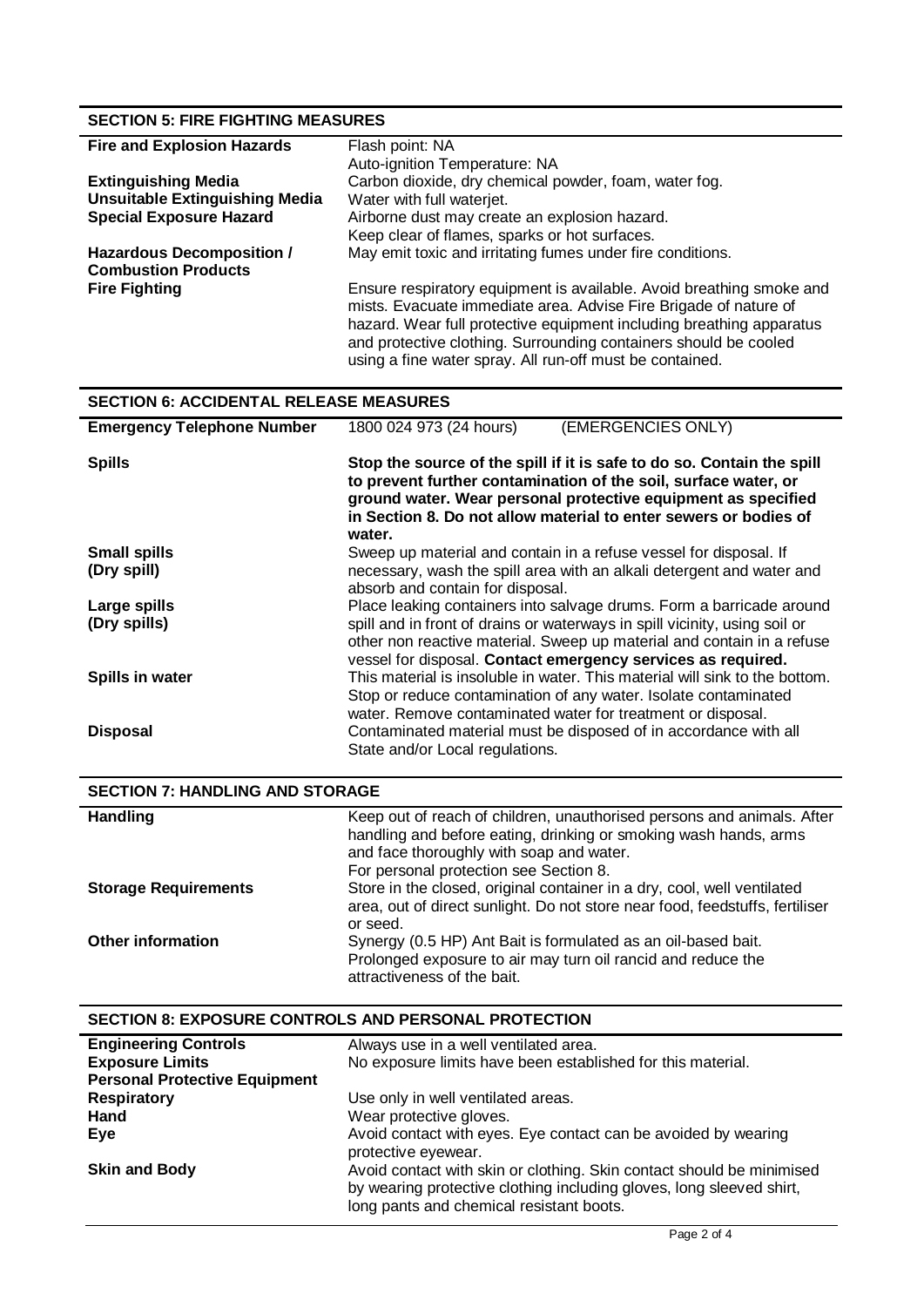## SECTION 5: FIRE FIGHTING MEASURES

| | |
|---|---|
| **Fire and Explosion Hazards** | Flash point: NA<br>Auto-ignition Temperature: NA |
| **Extinguishing Media** | Carbon dioxide, dry chemical powder, foam, water fog. |
| **Unsuitable Extinguishing Media** | Water with full waterjet. |
| **Special Exposure Hazard** | Airborne dust may create an explosion hazard.<br>Keep clear of flames, sparks or hot surfaces. |
| **Hazardous Decomposition / Combustion Products** | May emit toxic and irritating fumes under fire conditions. |
| **Fire Fighting** | Ensure respiratory equipment is available. Avoid breathing smoke and mists. Evacuate immediate area. Advise Fire Brigade of nature of hazard. Wear full protective equipment including breathing apparatus and protective clothing. Surrounding containers should be cooled using a fine water spray. All run-off must be contained. |

## SECTION 6: ACCIDENTAL RELEASE MEASURES

| | |
|---|---|
| **Emergency Telephone Number** | 1800 024 973 (24 hours) (EMERGENCIES ONLY) |
| **Spills** | **Stop the source of the spill if it is safe to do so. Contain the spill to prevent further contamination of the soil, surface water, or ground water. Wear personal protective equipment as specified in Section 8. Do not allow material to enter sewers or bodies of water.** |
| **Small spills (Dry spill)** | Sweep up material and contain in a refuse vessel for disposal. If necessary, wash the spill area with an alkali detergent and water and absorb and contain for disposal. |
| **Large spills (Dry spills)** | Place leaking containers into salvage drums. Form a barricade around spill and in front of drains or waterways in spill vicinity, using soil or other non reactive material. Sweep up material and contain in a refuse vessel for disposal. **Contact emergency services as required.** |
| **Spills in water** | This material is insoluble in water. This material will sink to the bottom. Stop or reduce contamination of any water. Isolate contaminated water. Remove contaminated water for treatment or disposal. |
| **Disposal** | Contaminated material must be disposed of in accordance with all State and/or Local regulations. |

## SECTION 7: HANDLING AND STORAGE

| | |
|---|---|
| **Handling** | Keep out of reach of children, unauthorised persons and animals. After handling and before eating, drinking or smoking wash hands, arms and face thoroughly with soap and water.<br>For personal protection see Section 8. |
| **Storage Requirements** | Store in the closed, original container in a dry, cool, well ventilated area, out of direct sunlight. Do not store near food, feedstuffs, fertiliser or seed. |
| **Other information** | Synergy (0.5 HP) Ant Bait is formulated as an oil-based bait. Prolonged exposure to air may turn oil rancid and reduce the attractiveness of the bait. |

## SECTION 8: EXPOSURE CONTROLS AND PERSONAL PROTECTION

| | |
|---|---|
| **Engineering Controls** | Always use in a well ventilated area. |
| **Exposure Limits** | No exposure limits have been established for this material. |
| **Personal Protective Equipment** | |
| **Respiratory** | Use only in well ventilated areas. |
| **Hand** | Wear protective gloves. |
| **Eye** | Avoid contact with eyes. Eye contact can be avoided by wearing protective eyewear. |
| **Skin and Body** | Avoid contact with skin or clothing. Skin contact should be minimised by wearing protective clothing including gloves, long sleeved shirt, long pants and chemical resistant boots. |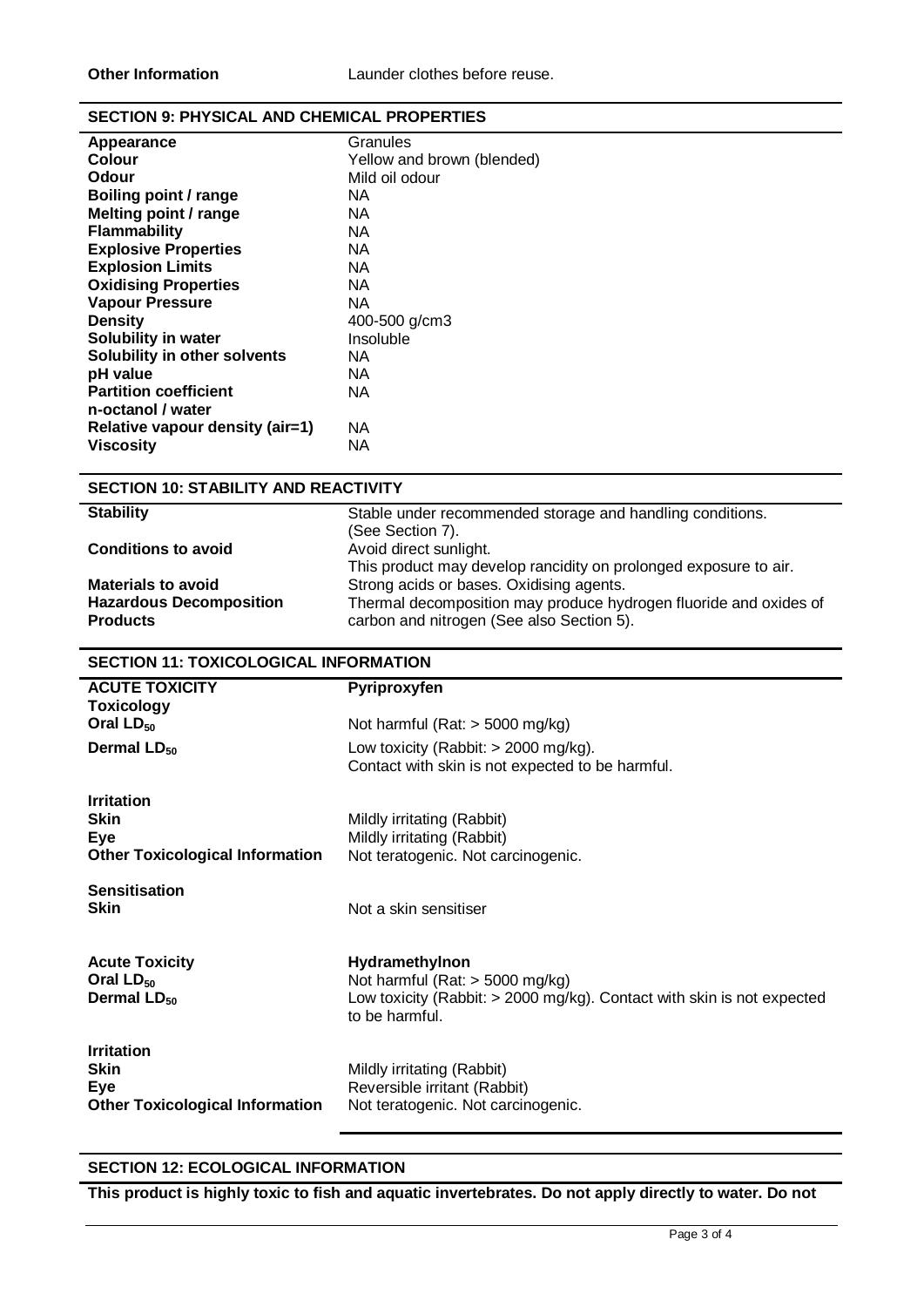| | |
|---|---|
| **Other Information** | Launder clothes before reuse. |

## SECTION 9: PHYSICAL AND CHEMICAL PROPERTIES

| | |
|---|---|
| **Appearance** | Granules |
| **Colour** | Yellow and brown (blended) |
| **Odour** | Mild oil odour |
| **Boiling point / range** | NA |
| **Melting point / range** | NA |
| **Flammability** | NA |
| **Explosive Properties** | NA |
| **Explosion Limits** | NA |
| **Oxidising Properties** | NA |
| **Vapour Pressure** | NA |
| **Density** | 400-500 g/cm3 |
| **Solubility in water** | Insoluble |
| **Solubility in other solvents** | NA |
| **pH value** | NA |
| **Partition coefficient n-octanol / water** | NA |
| **Relative vapour density (air=1)** | NA |
| **Viscosity** | NA |

## SECTION 10: STABILITY AND REACTIVITY

| | |
|---|---|
| **Stability** | Stable under recommended storage and handling conditions. (See Section 7). |
| **Conditions to avoid** | Avoid direct sunlight. This product may develop rancidity on prolonged exposure to air. |
| **Materials to avoid** | Strong acids or bases. Oxidising agents. |
| **Hazardous Decomposition Products** | Thermal decomposition may produce hydrogen fluoride and oxides of carbon and nitrogen (See also Section 5). |

## SECTION 11: TOXICOLOGICAL INFORMATION

| | |
|---|---|
| **ACUTE TOXICITY** | **Pyriproxyfen** |
| **Toxicology** | |
| **Oral $LD_{50}$** | Not harmful (Rat: > 5000 mg/kg) |
| **Dermal $LD_{50}$** | Low toxicity (Rabbit: > 2000 mg/kg). Contact with skin is not expected to be harmful. |
| **Irritation** | |
| **Skin** | Mildly irritating (Rabbit) |
| **Eye** | Mildly irritating (Rabbit) |
| **Other Toxicological Information** | Not teratogenic. Not carcinogenic. |
| **Sensitisation** | |
| **Skin** | Not a skin sensitiser |
| **Acute Toxicity** | **Hydramethylnon** |
| **Oral $LD_{50}$** | Not harmful (Rat: > 5000 mg/kg) |
| **Dermal $LD_{50}$** | Low toxicity (Rabbit: > 2000 mg/kg). Contact with skin is not expected to be harmful. |
| **Irritation** | |
| **Skin** | Mildly irritating (Rabbit) |
| **Eye** | Reversible irritant (Rabbit) |
| **Other Toxicological Information** | Not teratogenic. Not carcinogenic. |

## SECTION 12: ECOLOGICAL INFORMATION

**This product is highly toxic to fish and aquatic invertebrates. Do not apply directly to water. Do not**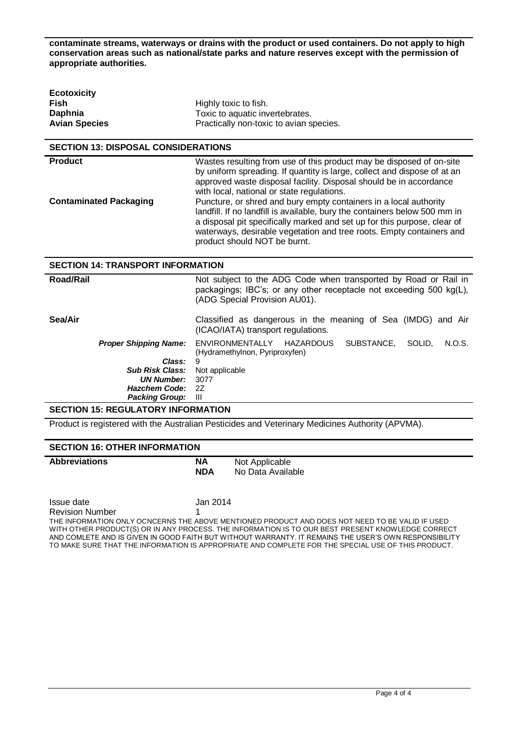**contaminate streams, waterways or drains with the product or used containers. Do not apply to high conservation areas such as national/state parks and nature reserves except with the permission of appropriate authorities.**

| | |
|---|---|
| **Ecotoxicity** | |
| **Fish** | Highly toxic to fish. |
| **Daphnia** | Toxic to aquatic invertebrates. |
| **Avian Species** | Practically non-toxic to avian species. |

## SECTION 13: DISPOSAL CONSIDERATIONS

| | |
|---|---|
| **Product** | Wastes resulting from use of this product may be disposed of on-site by uniform spreading. If quantity is large, collect and dispose of at an approved waste disposal facility. Disposal should be in accordance with local, national or state regulations. |
| **Contaminated Packaging** | Puncture, or shred and bury empty containers in a local authority landfill. If no landfill is available, bury the containers below 500 mm in a disposal pit specifically marked and set up for this purpose, clear of waterways, desirable vegetation and tree roots. Empty containers and product should NOT be burnt. |

## SECTION 14: TRANSPORT INFORMATION

| | |
|---|---|
| **Road/Rail** | Not subject to the ADG Code when transported by Road or Rail in packagings; IBC's; or any other receptacle not exceeding 500 kg(L), (ADG Special Provision AU01). |
| **Sea/Air** | Classified as dangerous in the meaning of Sea (IMDG) and Air (ICAO/IATA) transport regulations. |
| ***Proper Shipping Name:*** | ENVIRONMENTALLY HAZARDOUS SUBSTANCE, SOLID, N.O.S. (Hydramethylnon, Pyriproxyfen) |
| ***Class:*** | 9 |
| ***Sub Risk Class:*** | Not applicable |
| ***UN Number:*** | 3077 |
| ***Hazchem Code:*** | 2Z |
| ***Packing Group:*** | III |

## SECTION 15: REGULATORY INFORMATION

Product is registered with the Australian Pesticides and Veterinary Medicines Authority (APVMA).

## SECTION 16: OTHER INFORMATION

| | | |
|---|---|---|
| **Abbreviations** | **NA** | Not Applicable |
| | **NDA** | No Data Available |

Issue date Jan 2014

Revision Number 1

THE INFORMATION ONLY OCNCERNS THE ABOVE MENTIONED PRODUCT AND DOES NOT NEED TO BE VALID IF USED WITH OTHER PRODUCT(S) OR IN ANY PROCESS. THE INFORMATION IS TO OUR BEST PRESENT KNOWLEDGE CORRECT AND COMLETE AND IS GIVEN IN GOOD FAITH BUT WITHOUT WARRANTY. IT REMAINS THE USER'S OWN RESPONSIBILITY TO MAKE SURE THAT THE INFORMATION IS APPROPRIATE AND COMPLETE FOR THE SPECIAL USE OF THIS PRODUCT.